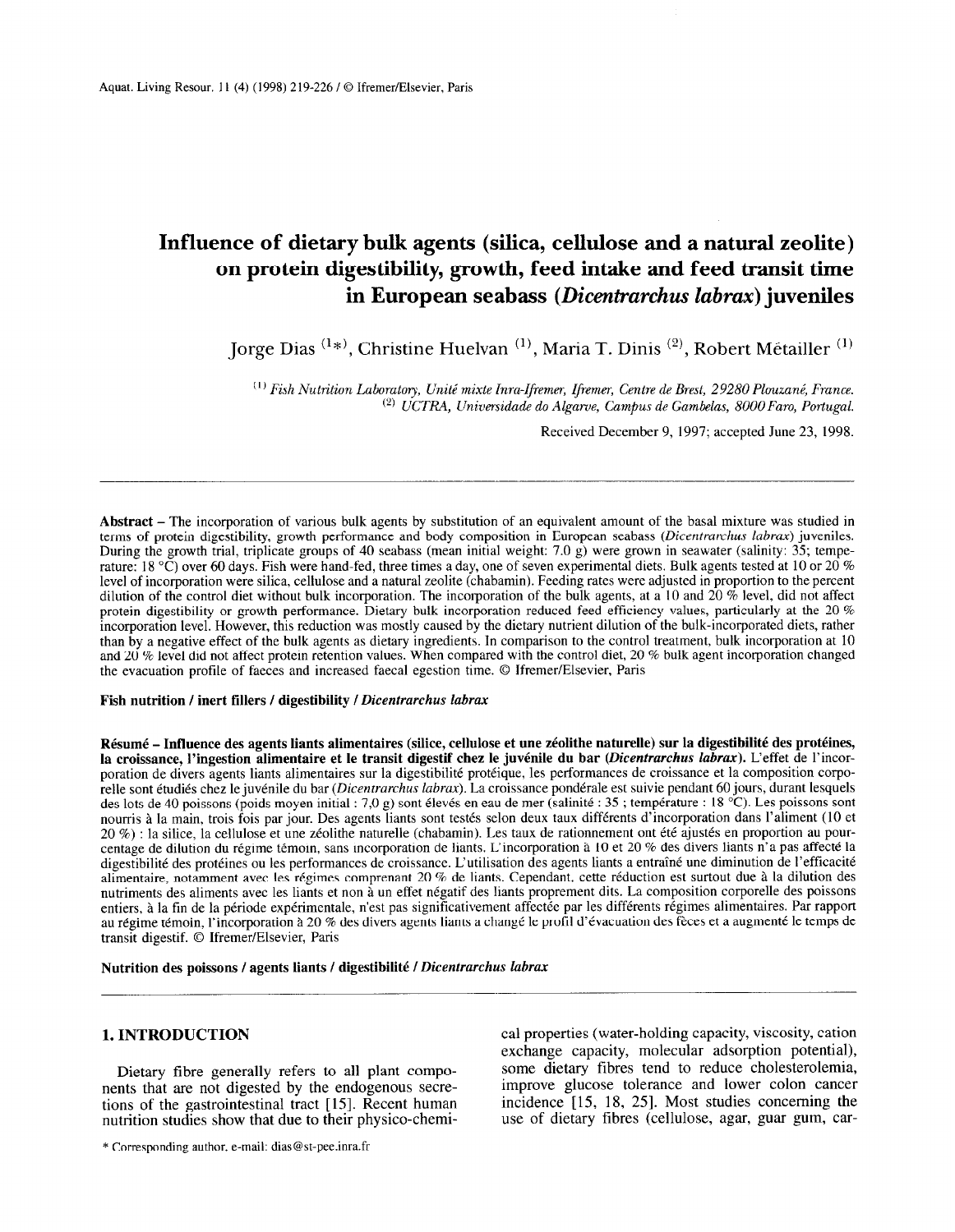# Influence of dietary bulk agents (silica, cellulose and a natural zeolite) on protein digestibility, growth, feed intake and feed transit time in European seabass (*Dicentrarchus labrax*) juveniles

Jorge Dias [1*], Christine Huelvan [1], Maria T. Dinis [2], Robert Métailler [1]

[1] *Fish Nutrition Laboratory, Unité mixte Inra-Ifremer, Ifremer, Centre de Brest, 29280 Plouzané, France.*
[2] *UCTRA, Universidade do Algarve, Campus de Gambelas, 8000 Faro, Portugal.*

Received December 9, 1997; accepted June 23, 1998.

---

**Abstract** – The incorporation of various bulk agents by substitution of an equivalent amount of the basal mixture was studied in terms of protein digestibility, growth performance and body composition in European seabass (*Dicentrarchus labrax*) juveniles. During the growth trial, triplicate groups of 40 seabass (mean initial weight: 7.0 g) were grown in seawater (salinity: 35; temperature: 18 °C) over 60 days. Fish were hand-fed, three times a day, one of seven experimental diets. Bulk agents tested at 10 or 20 % level of incorporation were silica, cellulose and a natural zeolite (chabamin). Feeding rates were adjusted in proportion to the percent dilution of the control diet without bulk incorporation. The incorporation of the bulk agents, at a 10 and 20 % level, did not affect protein digestibility or growth performance. Dietary bulk incorporation reduced feed efficiency values, particularly at the 20 % incorporation level. However, this reduction was mostly caused by the dietary nutrient dilution of the bulk-incorporated diets, rather than by a negative effect of the bulk agents as dietary ingredients. In comparison to the control treatment, bulk incorporation at 10 and 20 % level did not affect protein retention values. When compared with the control diet, 20 % bulk agent incorporation changed the evacuation profile of faeces and increased faecal egestion time. © Ifremer/Elsevier, Paris

**Fish nutrition / inert fillers / digestibility / *Dicentrarchus labrax***

**Résumé – Influence des agents liants alimentaires (silice, cellulose et une zéolithe naturelle) sur la digestibilité des protéines, la croissance, l'ingestion alimentaire et le transit digestif chez le juvénile du bar (*Dicentrarchus labrax*).** L'effet de l'incorporation de divers agents liants alimentaires sur la digestibilité protéique, les performances de croissance et la composition corporelle sont étudiés chez le juvénile du bar (*Dicentrarchus labrax*). La croissance pondérale est suivie pendant 60 jours, durant lesquels des lots de 40 poissons (poids moyen initial : 7,0 g) sont élevés en eau de mer (salinité : 35 ; température : 18 °C). Les poissons sont nourris à la main, trois fois par jour. Des agents liants sont testés selon deux taux différents d'incorporation dans l'aliment (10 et 20 %) : la silice, la cellulose et une zéolithe naturelle (chabamin). Les taux de rationnement ont été ajustés en proportion au pourcentage de dilution du régime témoin, sans incorporation de liants. L'incorporation à 10 et 20 % des divers liants n'a pas affecté la digestibilité des protéines ou les performances de croissance. L'utilisation des agents liants a entraîné une diminution de l'efficacité alimentaire, notamment avec les régimes comprenant 20 % de liants. Cependant, cette réduction est surtout due à la dilution des nutriments des aliments avec les liants et non à un effet négatif des liants proprement dits. La composition corporelle des poissons entiers, à la fin de la période expérimentale, n'est pas significativement affectée par les différents régimes alimentaires. Par rapport au régime témoin, l'incorporation à 20 % des divers agents liants a changé le profil d'évacuation des fèces et a augmenté le temps de transit digestif. © Ifremer/Elsevier, Paris

**Nutrition des poissons / agents liants / digestibilité / *Dicentrarchus labrax***

---

## 1. INTRODUCTION

Dietary fibre generally refers to all plant components that are not digested by the endogenous secretions of the gastrointestinal tract [15]. Recent human nutrition studies show that due to their physico-chemical properties (water-holding capacity, viscosity, cation exchange capacity, molecular adsorption potential), some dietary fibres tend to reduce cholesterolemia, improve glucose tolerance and lower colon cancer incidence [15, 18, 25]. Most studies concerning the use of dietary fibres (cellulose, agar, guar gum, car-

\* Corresponding author, e-mail: dias@st-pee.inra.fr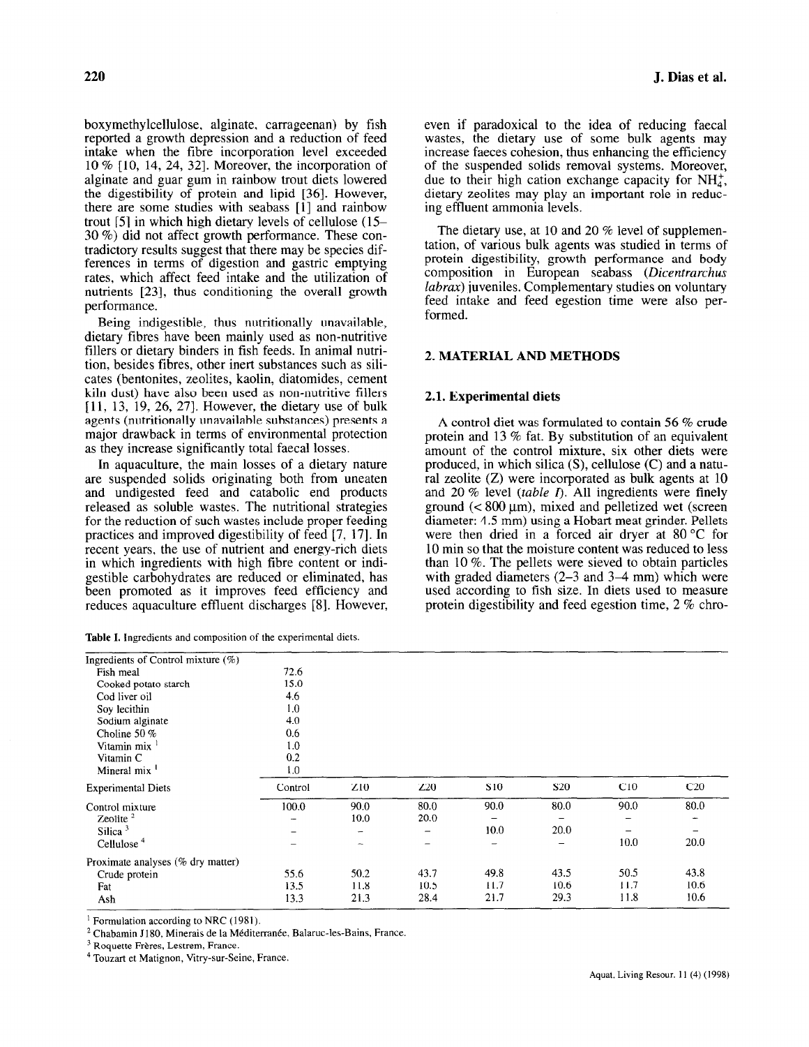boxymethylcellulose, alginate, carrageenan) by fish reported a growth depression and a reduction of feed intake when the fibre incorporation level exceeded 10 % [10, 14, 24, 32]. Moreover, the incorporation of alginate and guar gum in rainbow trout diets lowered the digestibility of protein and lipid [36]. However, there are some studies with seabass [1] and rainbow trout [5] in which high dietary levels of cellulose (15–30 %) did not affect growth performance. These contradictory results suggest that there may be species differences in terms of digestion and gastric emptying rates, which affect feed intake and the utilization of nutrients [23], thus conditioning the overall growth performance.

Being indigestible, thus nutritionally unavailable, dietary fibres have been mainly used as non-nutritive fillers or dietary binders in fish feeds. In animal nutrition, besides fibres, other inert substances such as silicates (bentonites, zeolites, kaolin, diatomides, cement kiln dust) have also been used as non-nutritive fillers [11, 13, 19, 26, 27]. However, the dietary use of bulk agents (nutritionally unavailable substances) presents a major drawback in terms of environmental protection as they increase significantly total faecal losses.

In aquaculture, the main losses of a dietary nature are suspended solids originating both from uneaten and undigested feed and catabolic end products released as soluble wastes. The nutritional strategies for the reduction of such wastes include proper feeding practices and improved digestibility of feed [7, 17]. In recent years, the use of nutrient and energy-rich diets in which ingredients with high fibre content or indigestible carbohydrates are reduced or eliminated, has been promoted as it improves feed efficiency and reduces aquaculture effluent discharges [8]. However, even if paradoxical to the idea of reducing faecal wastes, the dietary use of some bulk agents may increase faeces cohesion, thus enhancing the efficiency of the suspended solids removal systems. Moreover, due to their high cation exchange capacity for $NH_4^+$, dietary zeolites may play an important role in reducing effluent ammonia levels.

The dietary use, at 10 and 20 % level of supplementation, of various bulk agents was studied in terms of protein digestibility, growth performance and body composition in European seabass (*Dicentrarchus labrax*) juveniles. Complementary studies on voluntary feed intake and feed egestion time were also performed.

## 2. MATERIAL AND METHODS

### 2.1. Experimental diets

A control diet was formulated to contain 56 % crude protein and 13 % fat. By substitution of an equivalent amount of the control mixture, six other diets were produced, in which silica (S), cellulose (C) and a natural zeolite (Z) were incorporated as bulk agents at 10 and 20 % level (*table I*). All ingredients were finely ground (< 800 μm), mixed and pelletized wet (screen diameter: 1.5 mm) using a Hobart meat grinder. Pellets were then dried in a forced air dryer at 80 °C for 10 min so that the moisture content was reduced to less than 10 %. The pellets were sieved to obtain particles with graded diameters (2–3 and 3–4 mm) which were used according to fish size. In diets used to measure protein digestibility and feed egestion time, 2 % chro-

**Table I.** Ingredients and composition of the experimental diets.

| Ingredients of Control mixture (%) | | | | | | | |
|---|---|---|---|---|---|---|---|
| Fish meal | 72.6 | | | | | | |
| Cooked potato starch | 15.0 | | | | | | |
| Cod liver oil | 4.6 | | | | | | |
| Soy lecithin | 1.0 | | | | | | |
| Sodium alginate | 4.0 | | | | | | |
| Choline 50 % | 0.6 | | | | | | |
| Vitamin mix [1] | 1.0 | | | | | | |
| Vitamin C | 0.2 | | | | | | |
| Mineral mix [1] | 1.0 | | | | | | |
| **Experimental Diets** | **Control** | **Z10** | **Z20** | **S10** | **S20** | **C10** | **C20** |
| Control mixture | 100.0 | 90.0 | 80.0 | 90.0 | 80.0 | 90.0 | 80.0 |
| Zeolite [2] | – | 10.0 | 20.0 | – | – | – | – |
| Silica [3] | – | – | – | 10.0 | 20.0 | – | – |
| Cellulose [4] | – | – | – | – | – | 10.0 | 20.0 |
| Proximate analyses (% dry matter) | | | | | | | |
| Crude protein | 55.6 | 50.2 | 43.7 | 49.8 | 43.5 | 50.5 | 43.8 |
| Fat | 13.5 | 11.8 | 10.5 | 11.7 | 10.6 | 11.7 | 10.6 |
| Ash | 13.3 | 21.3 | 28.4 | 21.7 | 29.3 | 11.8 | 10.6 |

[1] Formulation according to NRC (1981).
[2] Chabamin J180, Minerais de la Méditerranée, Balaruc-les-Bains, France.
[3] Roquette Frères, Lestrem, France.
[4] Touzart et Matignon, Vitry-sur-Seine, France.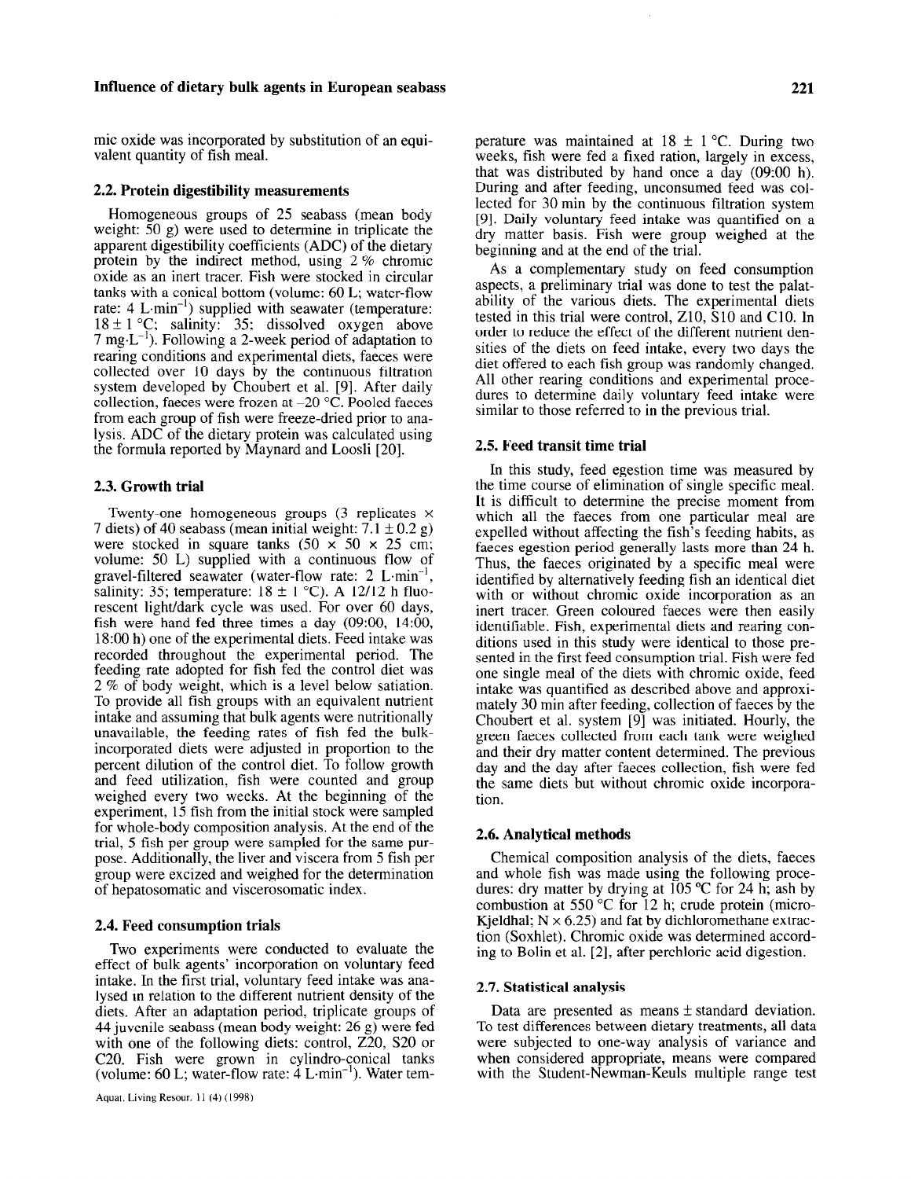mic oxide was incorporated by substitution of an equivalent quantity of fish meal.

## 2.2. Protein digestibility measurements

Homogeneous groups of 25 seabass (mean body weight: 50 g) were used to determine in triplicate the apparent digestibility coefficients (ADC) of the dietary protein by the indirect method, using 2 % chromic oxide as an inert tracer. Fish were stocked in circular tanks with a conical bottom (volume: 60 L; water-flow rate: 4 $L \cdot min^{-1}$) supplied with seawater (temperature: 18 ± 1 °C; salinity: 35; dissolved oxygen above 7 $mg \cdot L^{-1}$). Following a 2-week period of adaptation to rearing conditions and experimental diets, faeces were collected over 10 days by the continuous filtration system developed by Choubert et al. [9]. After daily collection, faeces were frozen at –20 °C. Pooled faeces from each group of fish were freeze-dried prior to analysis. ADC of the dietary protein was calculated using the formula reported by Maynard and Loosli [20].

## 2.3. Growth trial

Twenty-one homogeneous groups (3 replicates × 7 diets) of 40 seabass (mean initial weight: 7.1 ± 0.2 g) were stocked in square tanks (50 × 50 × 25 cm; volume: 50 L) supplied with a continuous flow of gravel-filtered seawater (water-flow rate: 2 $L \cdot min^{-1}$, salinity: 35; temperature: 18 ± 1 °C). A 12/12 h fluorescent light/dark cycle was used. For over 60 days, fish were hand fed three times a day (09:00, 14:00, 18:00 h) one of the experimental diets. Feed intake was recorded throughout the experimental period. The feeding rate adopted for fish fed the control diet was 2 % of body weight, which is a level below satiation. To provide all fish groups with an equivalent nutrient intake and assuming that bulk agents were nutritionally unavailable, the feeding rates of fish fed the bulk-incorporated diets were adjusted in proportion to the percent dilution of the control diet. To follow growth and feed utilization, fish were counted and group weighed every two weeks. At the beginning of the experiment, 15 fish from the initial stock were sampled for whole-body composition analysis. At the end of the trial, 5 fish per group were sampled for the same purpose. Additionally, the liver and viscera from 5 fish per group were excized and weighed for the determination of hepatosomatic and viscerosomatic index.

## 2.4. Feed consumption trials

Two experiments were conducted to evaluate the effect of bulk agents' incorporation on voluntary feed intake. In the first trial, voluntary feed intake was analysed in relation to the different nutrient density of the diets. After an adaptation period, triplicate groups of 44 juvenile seabass (mean body weight: 26 g) were fed with one of the following diets: control, Z20, S20 or C20. Fish were grown in cylindro-conical tanks (volume: 60 L; water-flow rate: 4 $L \cdot min^{-1}$). Water temperature was maintained at 18 ± 1 °C. During two weeks, fish were fed a fixed ration, largely in excess, that was distributed by hand once a day (09:00 h). During and after feeding, unconsumed feed was collected for 30 min by the continuous filtration system [9]. Daily voluntary feed intake was quantified on a dry matter basis. Fish were group weighed at the beginning and at the end of the trial.

As a complementary study on feed consumption aspects, a preliminary trial was done to test the palatability of the various diets. The experimental diets tested in this trial were control, Z10, S10 and C10. In order to reduce the effect of the different nutrient densities of the diets on feed intake, every two days the diet offered to each fish group was randomly changed. All other rearing conditions and experimental procedures to determine daily voluntary feed intake were similar to those referred to in the previous trial.

## 2.5. Feed transit time trial

In this study, feed egestion time was measured by the time course of elimination of single specific meal. It is difficult to determine the precise moment from which all the faeces from one particular meal are expelled without affecting the fish's feeding habits, as faeces egestion period generally lasts more than 24 h. Thus, the faeces originated by a specific meal were identified by alternatively feeding fish an identical diet with or without chromic oxide incorporation as an inert tracer. Green coloured faeces were then easily identifiable. Fish, experimental diets and rearing conditions used in this study were identical to those presented in the first feed consumption trial. Fish were fed one single meal of the diets with chromic oxide, feed intake was quantified as described above and approximately 30 min after feeding, collection of faeces by the Choubert et al. system [9] was initiated. Hourly, the green faeces collected from each tank were weighed and their dry matter content determined. The previous day and the day after faeces collection, fish were fed the same diets but without chromic oxide incorporation.

## 2.6. Analytical methods

Chemical composition analysis of the diets, faeces and whole fish was made using the following procedures: dry matter by drying at 105 °C for 24 h; ash by combustion at 550 °C for 12 h; crude protein (micro-Kjeldhal; N × 6.25) and fat by dichloromethane extraction (Soxhlet). Chromic oxide was determined according to Bolin et al. [2], after perchloric acid digestion.

## 2.7. Statistical analysis

Data are presented as means ± standard deviation. To test differences between dietary treatments, all data were subjected to one-way analysis of variance and when considered appropriate, means were compared with the Student-Newman-Keuls multiple range test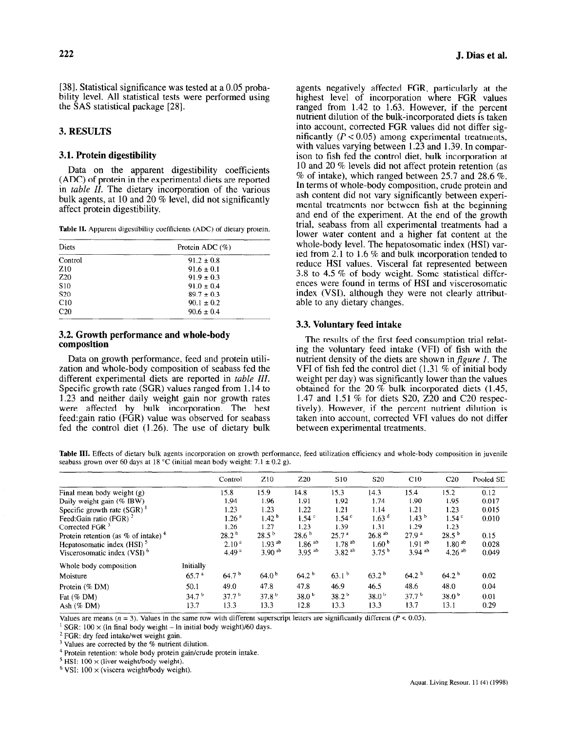[38]. Statistical significance was tested at a 0.05 probability level. All statistical tests were performed using the SAS statistical package [28].

## 3. RESULTS

### 3.1. Protein digestibility

Data on the apparent digestibility coefficients (ADC) of protein in the experimental diets are reported in *table II*. The dietary incorporation of the various bulk agents, at 10 and 20 % level, did not significantly affect protein digestibility.

**Table II.** Apparent digestibility coefficients (ADC) of dietary protein.

| Diets | Protein ADC (%) |
|---|---|
| Control | 91.2 ± 0.8 |
| Z10 | 91.6 ± 0.1 |
| Z20 | 91.9 ± 0.3 |
| S10 | 91.0 ± 0.4 |
| S20 | 89.7 ± 0.3 |
| C10 | 90.1 ± 0.2 |
| C20 | 90.6 ± 0.4 |

### 3.2. Growth performance and whole-body composition

Data on growth performance, feed and protein utilization and whole-body composition of seabass fed the different experimental diets are reported in *table III*. Specific growth rate (SGR) values ranged from 1.14 to 1.23 and neither daily weight gain nor growth rates were affected by bulk incorporation. The best feed:gain ratio (FGR) value was observed for seabass fed the control diet (1.26). The use of dietary bulk agents negatively affected FGR, particularly at the highest level of incorporation where FGR values ranged from 1.42 to 1.63. However, if the percent nutrient dilution of the bulk-incorporated diets is taken into account, corrected FGR values did not differ significantly ($P < 0.05$) among experimental treatments, with values varying between 1.23 and 1.39. In comparison to fish fed the control diet, bulk incorporation at 10 and 20 % levels did not affect protein retention (as % of intake), which ranged between 25.7 and 28.6 %. In terms of whole-body composition, crude protein and ash content did not vary significantly between experimental treatments nor between fish at the beginning and end of the experiment. At the end of the growth trial, seabass from all experimental treatments had a lower water content and a higher fat content at the whole-body level. The hepatosomatic index (HSI) varied from 2.1 to 1.6 % and bulk incorporation tended to reduce HSI values. Visceral fat represented between 3.8 to 4.5 % of body weight. Some statistical differences were found in terms of HSI and viscerosomatic index (VSI), although they were not clearly attributable to any dietary changes.

### 3.3. Voluntary feed intake

The results of the first feed consumption trial relating the voluntary feed intake (VFI) of fish with the nutrient density of the diets are shown in *figure 1*. The VFI of fish fed the control diet (1.31 % of initial body weight per day) was significantly lower than the values obtained for the 20 % bulk incorporated diets (1.45, 1.47 and 1.51 % for diets S20, Z20 and C20 respectively). However, if the percent nutrient dilution is taken into account, corrected VFI values do not differ between experimental treatments.

**Table III.** Effects of dietary bulk agents incorporation on growth performance, feed utilization efficiency and whole-body composition in juvenile seabass grown over 60 days at 18 °C (initial mean body weight: 7.1 ± 0.2 g).

| | | Control | Z10 | Z20 | S10 | S20 | C10 | C20 | Pooled SE |
|---|---|---|---|---|---|---|---|---|---|
| Final mean body weight (g) | | 15.8 | 15.9 | 14.8 | 15.3 | 14.3 | 15.4 | 15.2 | 0.12 |
| Daily weight gain (% IBW) | | 1.94 | 1.96 | 1.91 | 1.92 | 1.74 | 1.90 | 1.95 | 0.017 |
| Specific growth rate (SGR) [1] | | 1.23 | 1.23 | 1.22 | 1.21 | 1.14 | 1.21 | 1.23 | 0.015 |
| Feed:Gain ratio (FGR) [2] | | 1.26 [a] | 1.42 [b] | 1.54 [c] | 1.54 [c] | 1.63 [d] | 1.43 [b] | 1.54 [c] | 0.010 |
| Corrected FGR [3] | | 1.26 | 1.27 | 1.23 | 1.39 | 1.31 | 1.29 | 1.23 | |
| Protein retention (as % of intake) [4] | | 28.2 [b] | 28.5 [b] | 28.6 [b] | 25.7 [a] | 26.8 [ab] | 27.9 [a] | 28.5 [b] | 0.15 |
| Hepatosomatic index (HSI) [5] | | 2.10 [a] | 1.93 [ab] | 1.86 [ab] | 1.78 [ab] | 1.60 [b] | 1.91 [ab] | 1.80 [ab] | 0.028 |
| Viscerosomatic index (VSI) [6] | | 4.49 [a] | 3.90 [ab] | 3.95 [ab] | 3.82 [ab] | 3.75 [b] | 3.94 [ab] | 4.26 [ab] | 0.049 |
| Whole body composition | Initially | | | | | | | | |
| Moisture | 65.7 [a] | 64.7 [b] | 64.0 [b] | 64.2 [b] | 63.1 [b] | 63.2 [b] | 64.2 [b] | 64.2 [b] | 0.02 |
| Protein (% DM) | 50.1 | 49.0 | 47.8 | 47.8 | 46.9 | 46.5 | 48.6 | 48.0 | 0.04 |
| Fat (% DM) | 34.7 [b] | 37.7 [b] | 37.8 [b] | 38.0 [b] | 38.2 [b] | 38.0 [b] | 37.7 [b] | 38.0 [b] | 0.01 |
| Ash (% DM) | 13.7 | 13.3 | 13.3 | 12.8 | 13.3 | 13.3 | 13.7 | 13.1 | 0.29 |

Values are means ($n = 3$). Values in the same row with different superscript letters are significantly different ($P < 0.05$).

[1] SGR: 100 × (ln final body weight – ln initial body weight)/60 days.

[2] FGR: dry feed intake/wet weight gain.

[3] Values are corrected by the % nutrient dilution.

[4] Protein retention: whole body protein gain/crude protein intake.

[5] HSI: 100 × (liver weight/body weight).

[6] VSI: 100 × (viscera weight/body weight).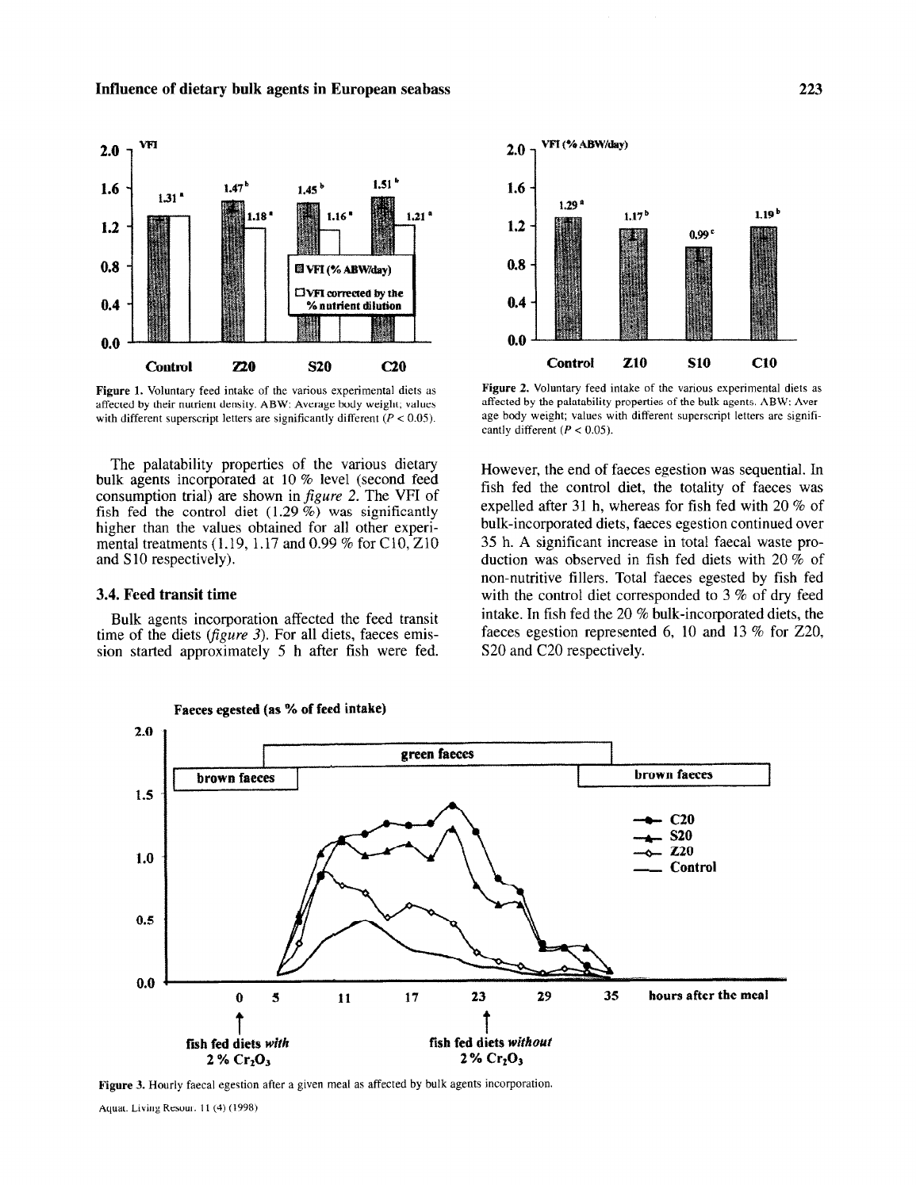Figure 1. Voluntary feed intake of the various experimental diets as affected by their nutrient density. ABW: Average body weight; values with different superscript letters are significantly different ($P < 0.05$).

Figure 2. Voluntary feed intake of the various experimental diets as affected by the palatability properties of the bulk agents. ABW: Average body weight; values with different superscript letters are significantly different ($P < 0.05$).

The palatability properties of the various dietary bulk agents incorporated at 10 % level (second feed consumption trial) are shown in *figure 2*. The VFI of fish fed the control diet (1.29 %) was significantly higher than the values obtained for all other experimental treatments (1.19, 1.17 and 0.99 % for C10, Z10 and S10 respectively).

### 3.4. Feed transit time

Bulk agents incorporation affected the feed transit time of the diets (*figure 3*). For all diets, faeces emission started approximately 5 h after fish were fed. However, the end of faeces egestion was sequential. In fish fed the control diet, the totality of faeces was expelled after 31 h, whereas for fish fed with 20 % of bulk-incorporated diets, faeces egestion continued over 35 h. A significant increase in total faecal waste production was observed in fish fed diets with 20 % of non-nutritive fillers. Total faeces egested by fish fed with the control diet corresponded to 3 % of dry feed intake. In fish fed the 20 % bulk-incorporated diets, the faeces egestion represented 6, 10 and 13 % for Z20, S20 and C20 respectively.

Figure 3. Hourly faecal egestion after a given meal as affected by bulk agents incorporation.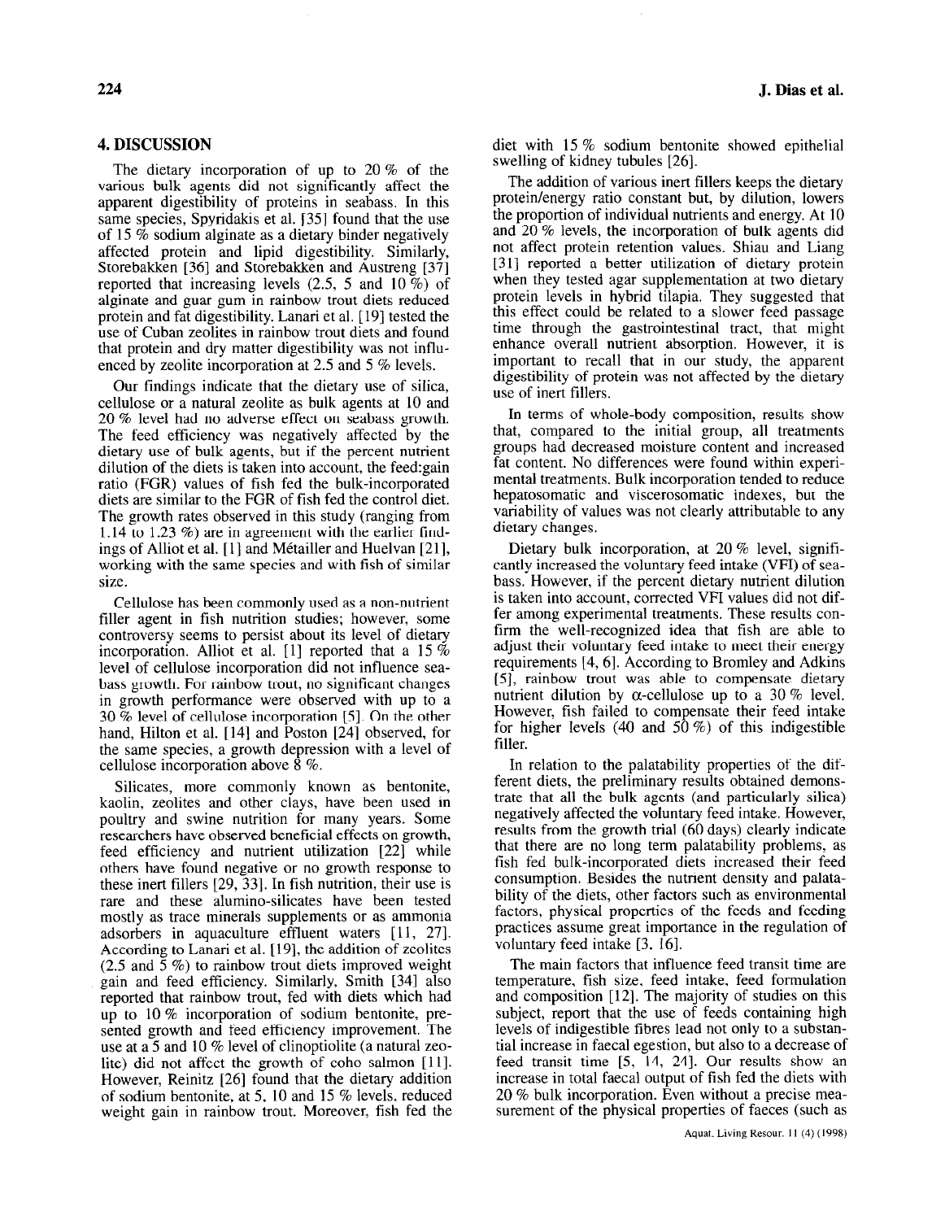## 4. DISCUSSION

The dietary incorporation of up to 20 % of the various bulk agents did not significantly affect the apparent digestibility of proteins in seabass. In this same species, Spyridakis et al. [35] found that the use of 15 % sodium alginate as a dietary binder negatively affected protein and lipid digestibility. Similarly, Storebakken [36] and Storebakken and Austreng [37] reported that increasing levels (2.5, 5 and 10 %) of alginate and guar gum in rainbow trout diets reduced protein and fat digestibility. Lanari et al. [19] tested the use of Cuban zeolites in rainbow trout diets and found that protein and dry matter digestibility was not influenced by zeolite incorporation at 2.5 and 5 % levels.

Our findings indicate that the dietary use of silica, cellulose or a natural zeolite as bulk agents at 10 and 20 % level had no adverse effect on seabass growth. The feed efficiency was negatively affected by the dietary use of bulk agents, but if the percent nutrient dilution of the diets is taken into account, the feed:gain ratio (FGR) values of fish fed the bulk-incorporated diets are similar to the FGR of fish fed the control diet. The growth rates observed in this study (ranging from 1.14 to 1.23 %) are in agreement with the earlier findings of Alliot et al. [1] and Métailler and Huelvan [21], working with the same species and with fish of similar size.

Cellulose has been commonly used as a non-nutrient filler agent in fish nutrition studies; however, some controversy seems to persist about its level of dietary incorporation. Alliot et al. [1] reported that a 15 % level of cellulose incorporation did not influence seabass growth. For rainbow trout, no significant changes in growth performance were observed with up to a 30 % level of cellulose incorporation [5]. On the other hand, Hilton et al. [14] and Poston [24] observed, for the same species, a growth depression with a level of cellulose incorporation above 8 %.

Silicates, more commonly known as bentonite, kaolin, zeolites and other clays, have been used in poultry and swine nutrition for many years. Some researchers have observed beneficial effects on growth, feed efficiency and nutrient utilization [22] while others have found negative or no growth response to these inert fillers [29, 33]. In fish nutrition, their use is rare and these alumino-silicates have been tested mostly as trace minerals supplements or as ammonia adsorbers in aquaculture effluent waters [11, 27]. According to Lanari et al. [19], the addition of zeolites (2.5 and 5 %) to rainbow trout diets improved weight gain and feed efficiency. Similarly, Smith [34] also reported that rainbow trout, fed with diets which had up to 10 % incorporation of sodium bentonite, presented growth and feed efficiency improvement. The use at a 5 and 10 % level of clinoptiolite (a natural zeolite) did not affect the growth of coho salmon [11]. However, Reinitz [26] found that the dietary addition of sodium bentonite, at 5, 10 and 15 % levels, reduced weight gain in rainbow trout. Moreover, fish fed the diet with 15 % sodium bentonite showed epithelial swelling of kidney tubules [26].

The addition of various inert fillers keeps the dietary protein/energy ratio constant but, by dilution, lowers the proportion of individual nutrients and energy. At 10 and 20 % levels, the incorporation of bulk agents did not affect protein retention values. Shiau and Liang [31] reported a better utilization of dietary protein when they tested agar supplementation at two dietary protein levels in hybrid tilapia. They suggested that this effect could be related to a slower feed passage time through the gastrointestinal tract, that might enhance overall nutrient absorption. However, it is important to recall that in our study, the apparent digestibility of protein was not affected by the dietary use of inert fillers.

In terms of whole-body composition, results show that, compared to the initial group, all treatments groups had decreased moisture content and increased fat content. No differences were found within experimental treatments. Bulk incorporation tended to reduce hepatosomatic and viscerosomatic indexes, but the variability of values was not clearly attributable to any dietary changes.

Dietary bulk incorporation, at 20 % level, significantly increased the voluntary feed intake (VFI) of seabass. However, if the percent dietary nutrient dilution is taken into account, corrected VFI values did not differ among experimental treatments. These results confirm the well-recognized idea that fish are able to adjust their voluntary feed intake to meet their energy requirements [4, 6]. According to Bromley and Adkins [5], rainbow trout was able to compensate dietary nutrient dilution by $\alpha$-cellulose up to a 30 % level. However, fish failed to compensate their feed intake for higher levels (40 and 50 %) of this indigestible filler.

In relation to the palatability properties of the different diets, the preliminary results obtained demonstrate that all the bulk agents (and particularly silica) negatively affected the voluntary feed intake. However, results from the growth trial (60 days) clearly indicate that there are no long term palatability problems, as fish fed bulk-incorporated diets increased their feed consumption. Besides the nutrient density and palatability of the diets, other factors such as environmental factors, physical properties of the feeds and feeding practices assume great importance in the regulation of voluntary feed intake [3, 16].

The main factors that influence feed transit time are temperature, fish size, feed intake, feed formulation and composition [12]. The majority of studies on this subject, report that the use of feeds containing high levels of indigestible fibres lead not only to a substantial increase in faecal egestion, but also to a decrease of feed transit time [5, 14, 24]. Our results show an increase in total faecal output of fish fed the diets with 20 % bulk incorporation. Even without a precise measurement of the physical properties of faeces (such as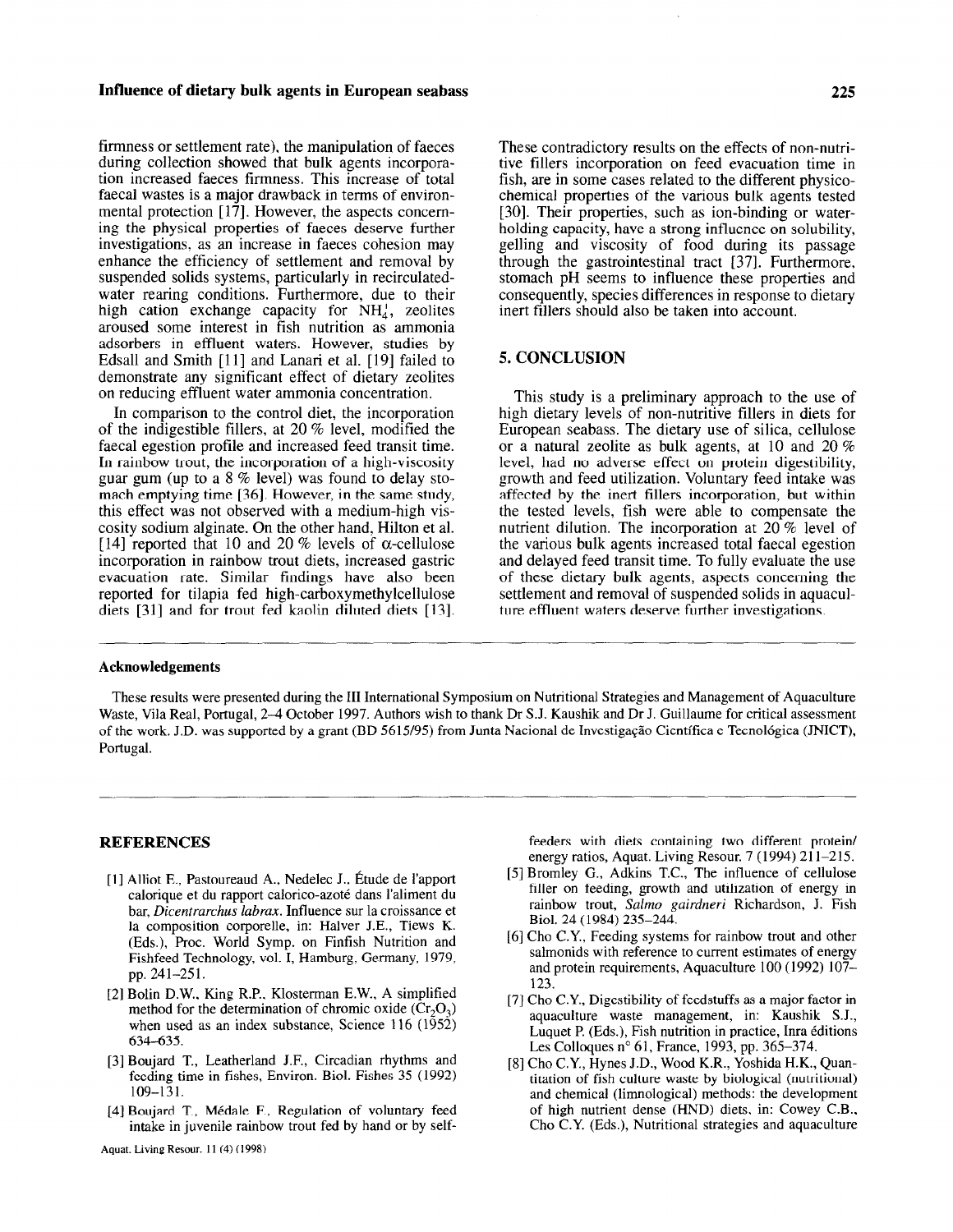firmness or settlement rate), the manipulation of faeces during collection showed that bulk agents incorporation increased faeces firmness. This increase of total faecal wastes is a major drawback in terms of environmental protection [17]. However, the aspects concerning the physical properties of faeces deserve further investigations, as an increase in faeces cohesion may enhance the efficiency of settlement and removal by suspended solids systems, particularly in recirculated-water rearing conditions. Furthermore, due to their high cation exchange capacity for $NH_4^+$, zeolites aroused some interest in fish nutrition as ammonia adsorbers in effluent waters. However, studies by Edsall and Smith [11] and Lanari et al. [19] failed to demonstrate any significant effect of dietary zeolites on reducing effluent water ammonia concentration.

In comparison to the control diet, the incorporation of the indigestible fillers, at 20 % level, modified the faecal egestion profile and increased feed transit time. In rainbow trout, the incorporation of a high-viscosity guar gum (up to a 8 % level) was found to delay stomach emptying time [36]. However, in the same study, this effect was not observed with a medium-high viscosity sodium alginate. On the other hand, Hilton et al. [14] reported that 10 and 20 % levels of α-cellulose incorporation in rainbow trout diets, increased gastric evacuation rate. Similar findings have also been reported for tilapia fed high-carboxymethylcellulose diets [31] and for trout fed kaolin diluted diets [13]. These contradictory results on the effects of non-nutritive fillers incorporation on feed evacuation time in fish, are in some cases related to the different physicochemical properties of the various bulk agents tested [30]. Their properties, such as ion-binding or water-holding capacity, have a strong influence on solubility, gelling and viscosity of food during its passage through the gastrointestinal tract [37]. Furthermore, stomach pH seems to influence these properties and consequently, species differences in response to dietary inert fillers should also be taken into account.

## 5. CONCLUSION

This study is a preliminary approach to the use of high dietary levels of non-nutritive fillers in diets for European seabass. The dietary use of silica, cellulose or a natural zeolite as bulk agents, at 10 and 20 % level, had no adverse effect on protein digestibility, growth and feed utilization. Voluntary feed intake was affected by the inert fillers incorporation, but within the tested levels, fish were able to compensate the nutrient dilution. The incorporation at 20 % level of the various bulk agents increased total faecal egestion and delayed feed transit time. To fully evaluate the use of these dietary bulk agents, aspects concerning the settlement and removal of suspended solids in aquaculture effluent waters deserve further investigations.

### Acknowledgements

These results were presented during the III International Symposium on Nutritional Strategies and Management of Aquaculture Waste, Vila Real, Portugal, 2–4 October 1997. Authors wish to thank Dr S.J. Kaushik and Dr J. Guillaume for critical assessment of the work. J.D. was supported by a grant (BD 5615/95) from Junta Nacional de Investigação Científica e Tecnológica (JNICT), Portugal.

## REFERENCES

[1] Alliot E., Pastoureaud A., Nedelec J., Étude de l'apport calorique et du rapport calorico-azoté dans l'aliment du bar, *Dicentrarchus labrax*. Influence sur la croissance et la composition corporelle, in: Halver J.E., Tiews K. (Eds.), Proc. World Symp. on Finfish Nutrition and Fishfeed Technology, vol. I, Hamburg, Germany, 1979, pp. 241–251.

[2] Bolin D.W., King R.P., Klosterman E.W., A simplified method for the determination of chromic oxide ($Cr_2O_3$) when used as an index substance, Science 116 (1952) 634–635.

[3] Boujard T., Leatherland J.F., Circadian rhythms and feeding time in fishes, Environ. Biol. Fishes 35 (1992) 109–131.

[4] Boujard T., Médale F., Regulation of voluntary feed intake in juvenile rainbow trout fed by hand or by self-feeders with diets containing two different protein/energy ratios, Aquat. Living Resour. 7 (1994) 211–215.

[5] Bromley G., Adkins T.C., The influence of cellulose filler on feeding, growth and utilization of energy in rainbow trout, *Salmo gairdneri* Richardson, J. Fish Biol. 24 (1984) 235–244.

[6] Cho C.Y., Feeding systems for rainbow trout and other salmonids with reference to current estimates of energy and protein requirements, Aquaculture 100 (1992) 107–123.

[7] Cho C.Y., Digestibility of feedstuffs as a major factor in aquaculture waste management, in: Kaushik S.J., Luquet P. (Eds.), Fish nutrition in practice, Inra éditions Les Colloques n° 61, France, 1993, pp. 365–374.

[8] Cho C.Y., Hynes J.D., Wood K.R., Yoshida H.K., Quantitation of fish culture waste by biological (nutritional) and chemical (limnological) methods: the development of high nutrient dense (HND) diets, in: Cowey C.B., Cho C.Y. (Eds.), Nutritional strategies and aquaculture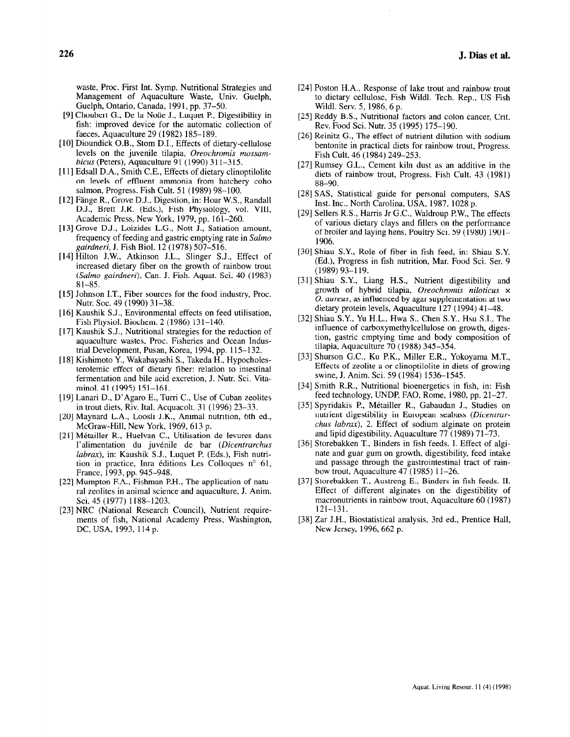waste, Proc. First Int. Symp. Nutritional Strategies and Management of Aquaculture Waste, Univ. Guelph, Guelph, Ontario, Canada, 1991, pp. 37–50.

[9] Choubert G., De la Noüe J., Luquet P., Digestibility in fish: improved device for the automatic collection of faeces, Aquaculture 29 (1982) 185–189.

[10] Dioundick O.B., Stom D.I., Effects of dietary-cellulose levels on the juvenile tilapia, *Oreochromis mossambicus* (Peters), Aquaculture 91 (1990) 311–315.

[11] Edsall D.A., Smith C.E., Effects of dietary clinoptilolite on levels of effluent ammonia from hatchery coho salmon, Progress. Fish Cult. 51 (1989) 98–100.

[12] Fänge R., Grove D.J., Digestion, in: Hoar W.S., Randall D.J., Brett J.R. (Eds.), Fish Physiology, vol. VIII, Academic Press, New York, 1979, pp. 161–260.

[13] Grove D.J., Loizides L.G., Nott J., Satiation amount, frequency of feeding and gastric emptying rate in *Salmo gairdneri*, J. Fish Biol. 12 (1978) 507–516.

[14] Hilton J.W., Atkinson J.L., Slinger S.J., Effect of increased dietary fiber on the growth of rainbow trout (*Salmo gairdneri*), Can. J. Fish. Aquat. Sci. 40 (1983) 81–85.

[15] Johnson I.T., Fiber sources for the food industry, Proc. Nutr. Soc. 49 (1990) 31–38.

[16] Kaushik S.J., Environmental effects on feed utilisation, Fish Physiol. Biochem. 2 (1986) 131–140.

[17] Kaushik S.J., Nutritional strategies for the reduction of aquaculture wastes, Proc. Fisheries and Ocean Industrial Development, Pusan, Korea, 1994, pp. 115–132.

[18] Kishimoto Y., Wakabayashi S., Takeda H., Hypocholesterolemic effect of dietary fiber: relation to intestinal fermentation and bile acid excretion, J. Nutr. Sci. Vitaminol. 41 (1995) 151–161.

[19] Lanari D., D'Agaro E., Turri C., Use of Cuban zeolites in trout diets, Riv. Ital. Acquacolt. 31 (1996) 23–33.

[20] Maynard L.A., Loosli J.K., Animal nutrition, 6th ed., McGraw-Hill, New York, 1969, 613 p.

[21] Métailler R., Huelvan C., Utilisation de levures dans l'alimentation du juvénile de bar (*Dicentrarchus labrax*), in: Kaushik S.J., Luquet P. (Eds.), Fish nutrition in practice, Inra éditions Les Colloques n° 61, France, 1993, pp. 945–948.

[22] Mumpton F.A., Fishman P.H., The application of natural zeolites in animal science and aquaculture, J. Anim. Sci. 45 (1977) 1188–1203.

[23] NRC (National Research Council), Nutrient requirements of fish, National Academy Press, Washington, DC, USA, 1993, 114 p.

[24] Poston H.A., Response of lake trout and rainbow trout to dietary cellulose, Fish Wildl. Tech. Rep., US Fish Wildl. Serv. 5, 1986, 6 p.

[25] Reddy B.S., Nutritional factors and colon cancer, Crit. Rev. Food Sci. Nutr. 35 (1995) 175–190.

[26] Reinitz G., The effect of nutrient dilution with sodium bentonite in practical diets for rainbow trout, Progress. Fish Cult. 46 (1984) 249–253.

[27] Rumsey G.L., Cement kiln dust as an additive in the diets of rainbow trout, Progress. Fish Cult. 43 (1981) 88–90.

[28] SAS, Statistical guide for personal computers, SAS Inst. Inc., North Carolina, USA, 1987, 1028 p.

[29] Sellers R.S., Harris Jr G.C., Waldroup P.W., The effects of various dietary clays and fillers on the performance of broiler and laying hens, Poultry Sci. 59 (1980) 1901–1906.

[30] Shiau S.Y., Role of fiber in fish feed, in: Shiau S.Y. (Ed.), Progress in fish nutrition, Mar. Food Sci. Ser. 9 (1989) 93–119.

[31] Shiau S.Y., Liang H.S., Nutrient digestibility and growth of hybrid tilapia, *Oreochromis niloticus* × *O. aureus*, as influenced by agar supplementation at two dietary protein levels, Aquaculture 127 (1994) 41–48.

[32] Shiau S.Y., Yu H.L., Hwa S., Chen S.Y., Hsu S.I., The influence of carboxymethylcellulose on growth, digestion, gastric emptying time and body composition of tilapia, Aquaculture 70 (1988) 345–354.

[33] Shurson G.C., Ku P.K., Miller E.R., Yokoyama M.T., Effects of zeolite a or clinoptilolite in diets of growing swine, J. Anim. Sci. 59 (1984) 1536–1545.

[34] Smith R.R., Nutritional bioenergetics in fish, in: Fish feed technology, UNDP, FAO, Rome, 1980, pp. 21–27.

[35] Spyridakis P., Métailler R., Gabaudan J., Studies on nutrient digestibility in European seabass (*Dicentrarchus labrax*), 2. Effect of sodium alginate on protein and lipid digestibility, Aquaculture 77 (1989) 71–73.

[36] Storebakken T., Binders in fish feeds. I. Effect of alginate and guar gum on growth, digestibility, feed intake and passage through the gastrointestinal tract of rainbow trout, Aquaculture 47 (1985) 11–26.

[37] Storebakken T., Austreng E., Binders in fish feeds. II. Effect of different alginates on the digestibility of macronutrients in rainbow trout, Aquaculture 60 (1987) 121–131.

[38] Zar J.H., Biostatistical analysis, 3rd ed., Prentice Hall, New Jersey, 1996, 662 p.